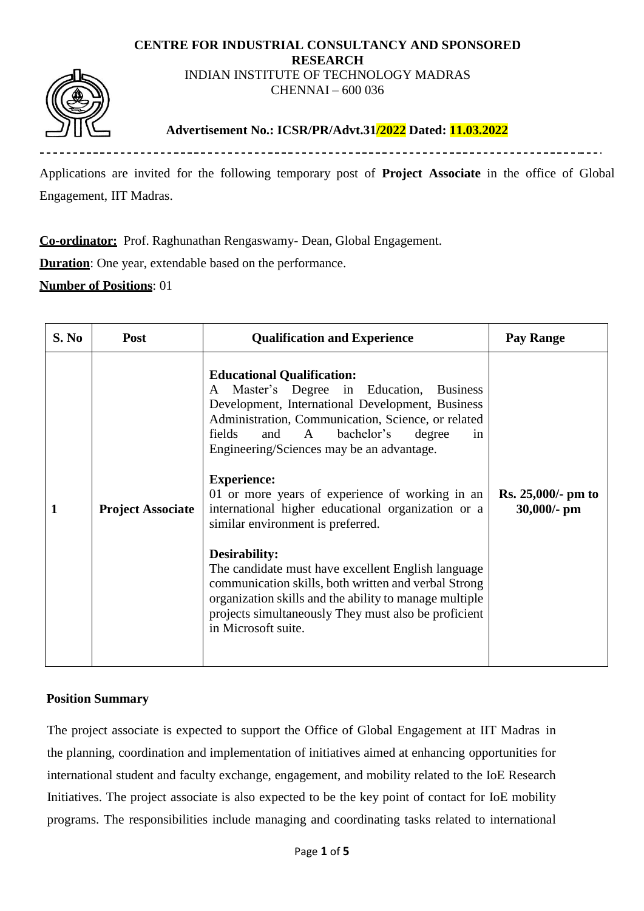**CENTRE FOR INDUSTRIAL CONSULTANCY AND SPONSORED RESEARCH**
INDIAN INSTITUTE OF TECHNOLOGY MADRAS
CHENNAI – 600 036

**Advertisement No.: ICSR/PR/Advt.31/2022 Dated: 11.03.2022**

---

Applications are invited for the following temporary post of **Project Associate** in the office of Global Engagement, IIT Madras.

**Co-ordinator:** Prof. Raghunathan Rengaswamy- Dean, Global Engagement.

**Duration**: One year, extendable based on the performance.

**Number of Positions**: 01

| S. No | Post | Qualification and Experience | Pay Range |
|---|---|---|---|
| 1 | **Project Associate** | **Educational Qualification:** A Master's Degree in Education, Business Development, International Development, Business Administration, Communication, Science, or related fields and A bachelor's degree in Engineering/Sciences may be an advantage. <br><br> **Experience:** 01 or more years of experience of working in an international higher educational organization or a similar environment is preferred. <br><br> **Desirability:** The candidate must have excellent English language communication skills, both written and verbal Strong organization skills and the ability to manage multiple projects simultaneously They must also be proficient in Microsoft suite. | **Rs. 25,000/- pm to 30,000/- pm** |

**Position Summary**

The project associate is expected to support the Office of Global Engagement at IIT Madras in the planning, coordination and implementation of initiatives aimed at enhancing opportunities for international student and faculty exchange, engagement, and mobility related to the IoE Research Initiatives. The project associate is also expected to be the key point of contact for IoE mobility programs. The responsibilities include managing and coordinating tasks related to international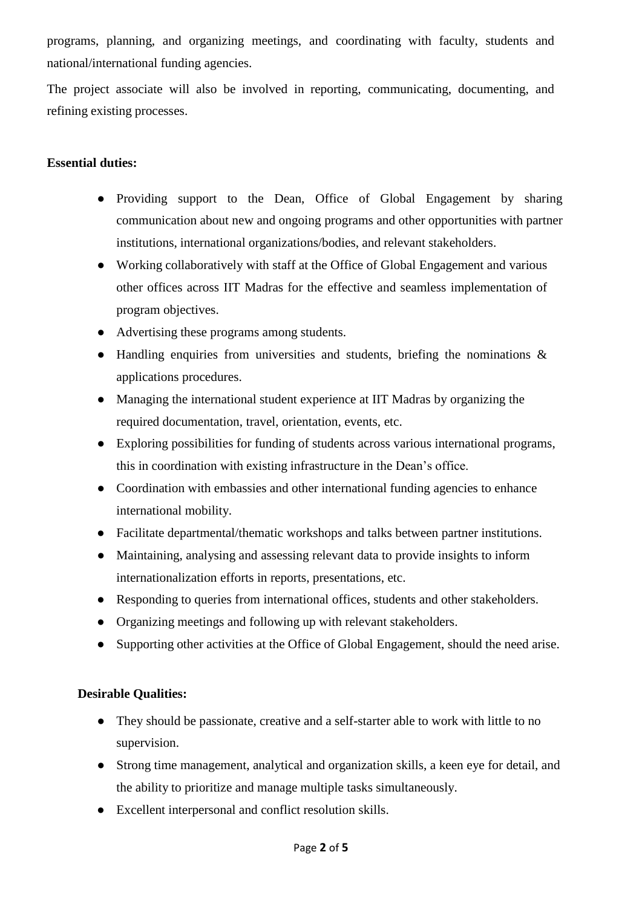programs, planning, and organizing meetings, and coordinating with faculty, students and national/international funding agencies.

The project associate will also be involved in reporting, communicating, documenting, and refining existing processes.

**Essential duties:**

- Providing support to the Dean, Office of Global Engagement by sharing communication about new and ongoing programs and other opportunities with partner institutions, international organizations/bodies, and relevant stakeholders.
- Working collaboratively with staff at the Office of Global Engagement and various other offices across IIT Madras for the effective and seamless implementation of program objectives.
- Advertising these programs among students.
- Handling enquiries from universities and students, briefing the nominations & applications procedures.
- Managing the international student experience at IIT Madras by organizing the required documentation, travel, orientation, events, etc.
- Exploring possibilities for funding of students across various international programs, this in coordination with existing infrastructure in the Dean's office.
- Coordination with embassies and other international funding agencies to enhance international mobility.
- Facilitate departmental/thematic workshops and talks between partner institutions.
- Maintaining, analysing and assessing relevant data to provide insights to inform internationalization efforts in reports, presentations, etc.
- Responding to queries from international offices, students and other stakeholders.
- Organizing meetings and following up with relevant stakeholders.
- Supporting other activities at the Office of Global Engagement, should the need arise.

**Desirable Qualities:**

- They should be passionate, creative and a self-starter able to work with little to no supervision.
- Strong time management, analytical and organization skills, a keen eye for detail, and the ability to prioritize and manage multiple tasks simultaneously.
- Excellent interpersonal and conflict resolution skills.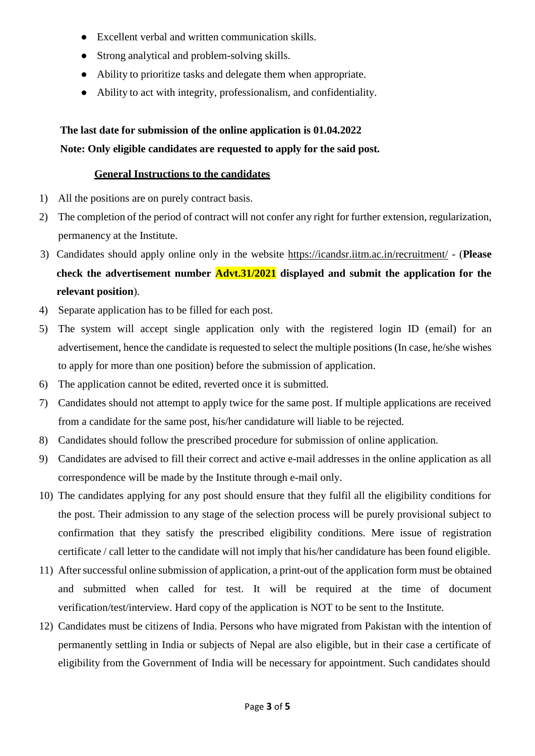- Excellent verbal and written communication skills.
- Strong analytical and problem-solving skills.
- Ability to prioritize tasks and delegate them when appropriate.
- Ability to act with integrity, professionalism, and confidentiality.

**The last date for submission of the online application is 01.04.2022**

**Note: Only eligible candidates are requested to apply for the said post.**

## General Instructions to the candidates

1) All the positions are on purely contract basis.
2) The completion of the period of contract will not confer any right for further extension, regularization, permanency at the Institute.
3) Candidates should apply online only in the website https://icandsr.iitm.ac.in/recruitment/ - (**Please check the advertisement number Advt.31/2021 displayed and submit the application for the relevant position**).
4) Separate application has to be filled for each post.
5) The system will accept single application only with the registered login ID (email) for an advertisement, hence the candidate is requested to select the multiple positions (In case, he/she wishes to apply for more than one position) before the submission of application.
6) The application cannot be edited, reverted once it is submitted.
7) Candidates should not attempt to apply twice for the same post. If multiple applications are received from a candidate for the same post, his/her candidature will liable to be rejected.
8) Candidates should follow the prescribed procedure for submission of online application.
9) Candidates are advised to fill their correct and active e-mail addresses in the online application as all correspondence will be made by the Institute through e-mail only.
10) The candidates applying for any post should ensure that they fulfil all the eligibility conditions for the post. Their admission to any stage of the selection process will be purely provisional subject to confirmation that they satisfy the prescribed eligibility conditions. Mere issue of registration certificate / call letter to the candidate will not imply that his/her candidature has been found eligible.
11) After successful online submission of application, a print-out of the application form must be obtained and submitted when called for test. It will be required at the time of document verification/test/interview. Hard copy of the application is NOT to be sent to the Institute.
12) Candidates must be citizens of India. Persons who have migrated from Pakistan with the intention of permanently settling in India or subjects of Nepal are also eligible, but in their case a certificate of eligibility from the Government of India will be necessary for appointment. Such candidates should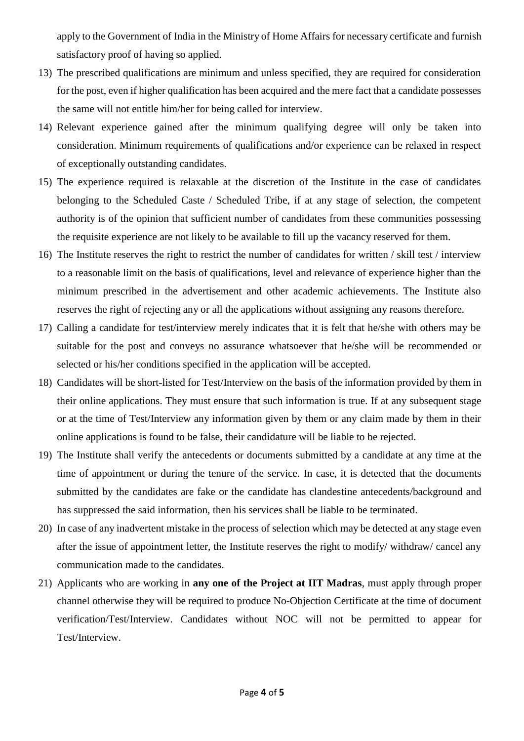apply to the Government of India in the Ministry of Home Affairs for necessary certificate and furnish satisfactory proof of having so applied.

13) The prescribed qualifications are minimum and unless specified, they are required for consideration for the post, even if higher qualification has been acquired and the mere fact that a candidate possesses the same will not entitle him/her for being called for interview.
14) Relevant experience gained after the minimum qualifying degree will only be taken into consideration. Minimum requirements of qualifications and/or experience can be relaxed in respect of exceptionally outstanding candidates.
15) The experience required is relaxable at the discretion of the Institute in the case of candidates belonging to the Scheduled Caste / Scheduled Tribe, if at any stage of selection, the competent authority is of the opinion that sufficient number of candidates from these communities possessing the requisite experience are not likely to be available to fill up the vacancy reserved for them.
16) The Institute reserves the right to restrict the number of candidates for written / skill test / interview to a reasonable limit on the basis of qualifications, level and relevance of experience higher than the minimum prescribed in the advertisement and other academic achievements. The Institute also reserves the right of rejecting any or all the applications without assigning any reasons therefore.
17) Calling a candidate for test/interview merely indicates that it is felt that he/she with others may be suitable for the post and conveys no assurance whatsoever that he/she will be recommended or selected or his/her conditions specified in the application will be accepted.
18) Candidates will be short-listed for Test/Interview on the basis of the information provided by them in their online applications. They must ensure that such information is true. If at any subsequent stage or at the time of Test/Interview any information given by them or any claim made by them in their online applications is found to be false, their candidature will be liable to be rejected.
19) The Institute shall verify the antecedents or documents submitted by a candidate at any time at the time of appointment or during the tenure of the service. In case, it is detected that the documents submitted by the candidates are fake or the candidate has clandestine antecedents/background and has suppressed the said information, then his services shall be liable to be terminated.
20) In case of any inadvertent mistake in the process of selection which may be detected at any stage even after the issue of appointment letter, the Institute reserves the right to modify/ withdraw/ cancel any communication made to the candidates.
21) Applicants who are working in **any one of the Project at IIT Madras**, must apply through proper channel otherwise they will be required to produce No-Objection Certificate at the time of document verification/Test/Interview. Candidates without NOC will not be permitted to appear for Test/Interview.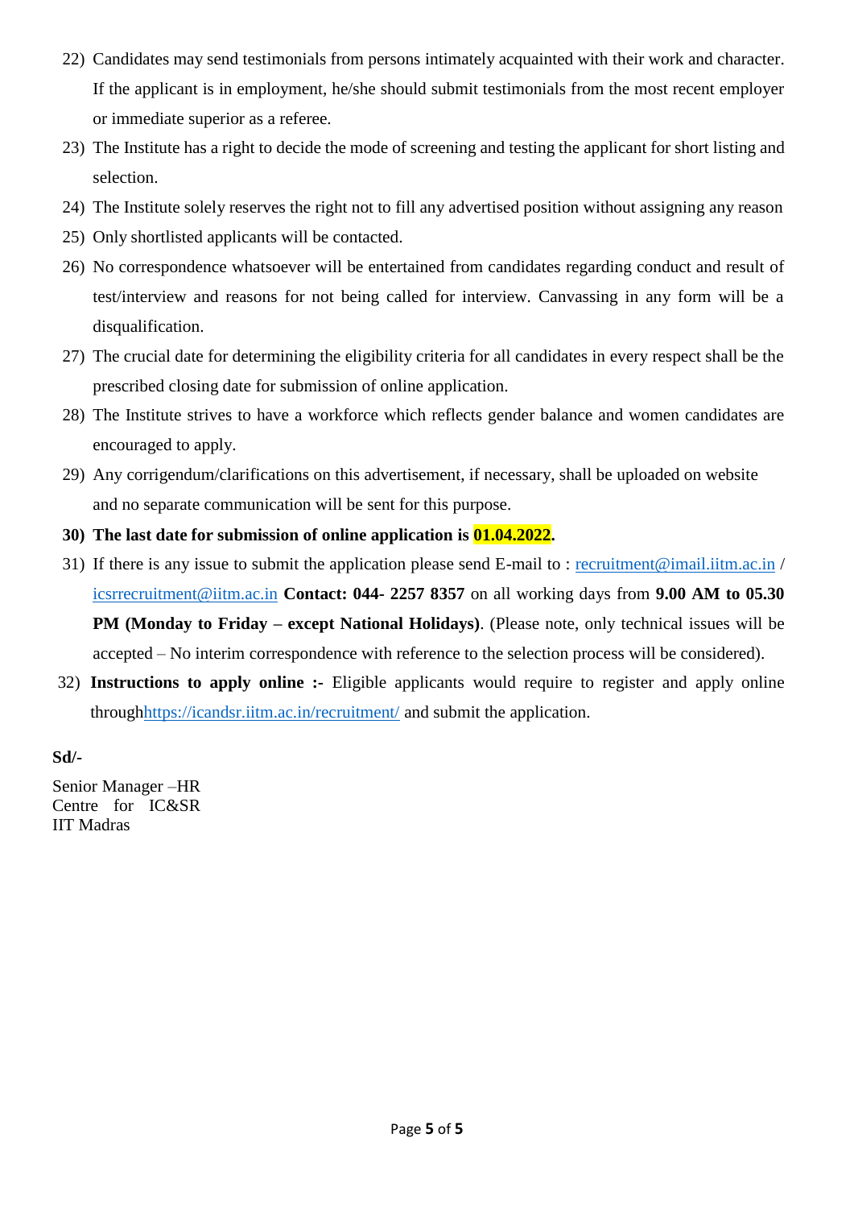22) Candidates may send testimonials from persons intimately acquainted with their work and character. If the applicant is in employment, he/she should submit testimonials from the most recent employer or immediate superior as a referee.
23) The Institute has a right to decide the mode of screening and testing the applicant for short listing and selection.
24) The Institute solely reserves the right not to fill any advertised position without assigning any reason
25) Only shortlisted applicants will be contacted.
26) No correspondence whatsoever will be entertained from candidates regarding conduct and result of test/interview and reasons for not being called for interview. Canvassing in any form will be a disqualification.
27) The crucial date for determining the eligibility criteria for all candidates in every respect shall be the prescribed closing date for submission of online application.
28) The Institute strives to have a workforce which reflects gender balance and women candidates are encouraged to apply.
29) Any corrigendum/clarifications on this advertisement, if necessary, shall be uploaded on website and no separate communication will be sent for this purpose.
30) **The last date for submission of online application is 01.04.2022.**
31) If there is any issue to submit the application please send E-mail to : recruitment@imail.iitm.ac.in / icsrrecruitment@iitm.ac.in **Contact: 044- 2257 8357** on all working days from **9.00 AM to 05.30 PM (Monday to Friday – except National Holidays)**. (Please note, only technical issues will be accepted – No interim correspondence with reference to the selection process will be considered).
32) **Instructions to apply online :-** Eligible applicants would require to register and apply online throughhttps://icandsr.iitm.ac.in/recruitment/ and submit the application.

**Sd/-**

Senior Manager –HR
Centre for IC&SR
IIT Madras